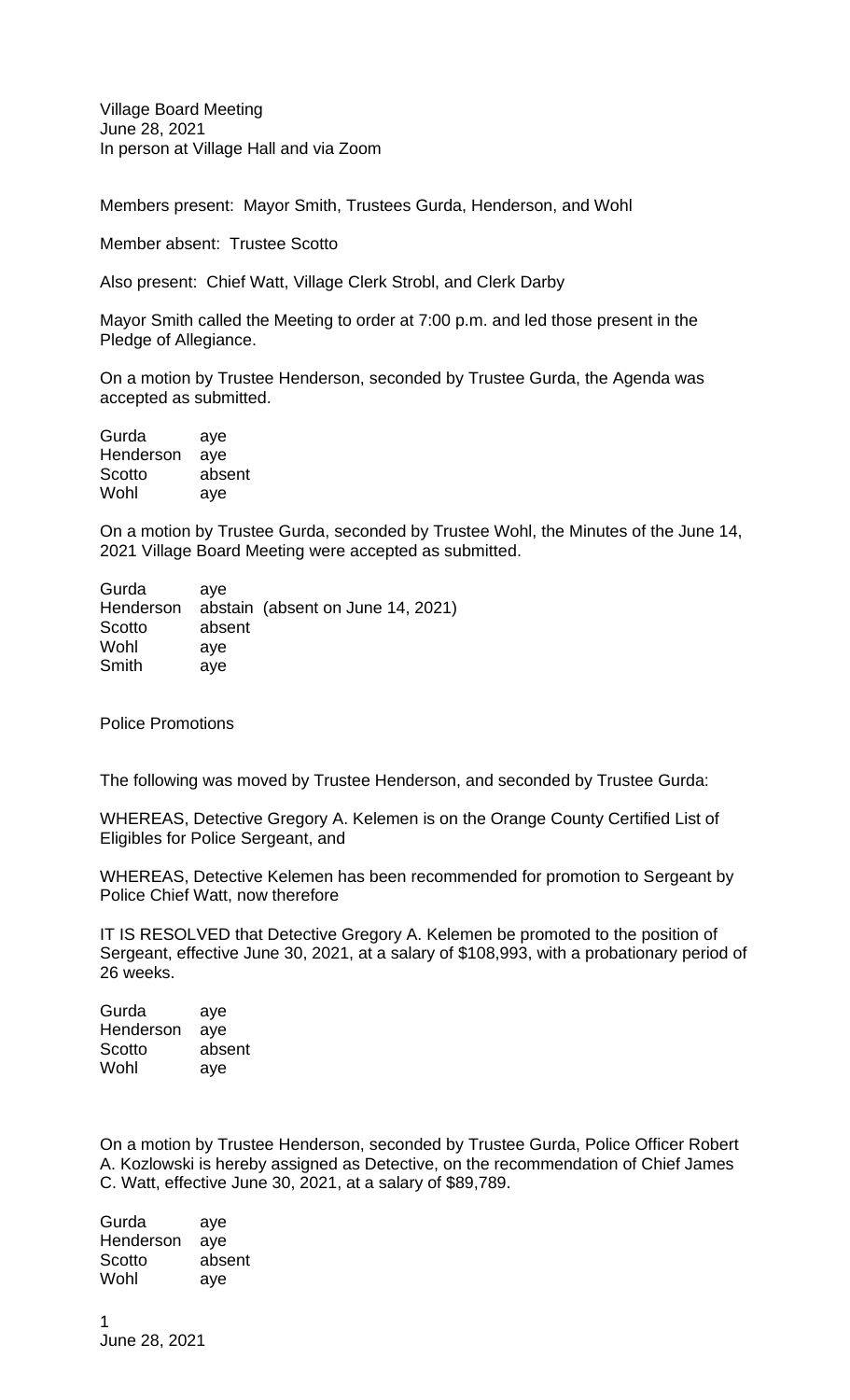Village Board Meeting
June 28, 2021
In person at Village Hall and via Zoom

Members present: Mayor Smith, Trustees Gurda, Henderson, and Wohl

Member absent: Trustee Scotto

Also present: Chief Watt, Village Clerk Strobl, and Clerk Darby

Mayor Smith called the Meeting to order at 7:00 p.m. and led those present in the Pledge of Allegiance.

On a motion by Trustee Henderson, seconded by Trustee Gurda, the Agenda was accepted as submitted.

| | |
|---|---|
| Gurda | aye |
| Henderson | aye |
| Scotto | absent |
| Wohl | aye |

On a motion by Trustee Gurda, seconded by Trustee Wohl, the Minutes of the June 14, 2021 Village Board Meeting were accepted as submitted.

| | |
|---|---|
| Gurda | aye |
| Henderson | abstain (absent on June 14, 2021) |
| Scotto | absent |
| Wohl | aye |
| Smith | aye |

Police Promotions

The following was moved by Trustee Henderson, and seconded by Trustee Gurda:

WHEREAS, Detective Gregory A. Kelemen is on the Orange County Certified List of Eligibles for Police Sergeant, and

WHEREAS, Detective Kelemen has been recommended for promotion to Sergeant by Police Chief Watt, now therefore

IT IS RESOLVED that Detective Gregory A. Kelemen be promoted to the position of Sergeant, effective June 30, 2021, at a salary of $108,993, with a probationary period of 26 weeks.

| | |
|---|---|
| Gurda | aye |
| Henderson | aye |
| Scotto | absent |
| Wohl | aye |

On a motion by Trustee Henderson, seconded by Trustee Gurda, Police Officer Robert A. Kozlowski is hereby assigned as Detective, on the recommendation of Chief James C. Watt, effective June 30, 2021, at a salary of $89,789.

| | |
|---|---|
| Gurda | aye |
| Henderson | aye |
| Scotto | absent |
| Wohl | aye |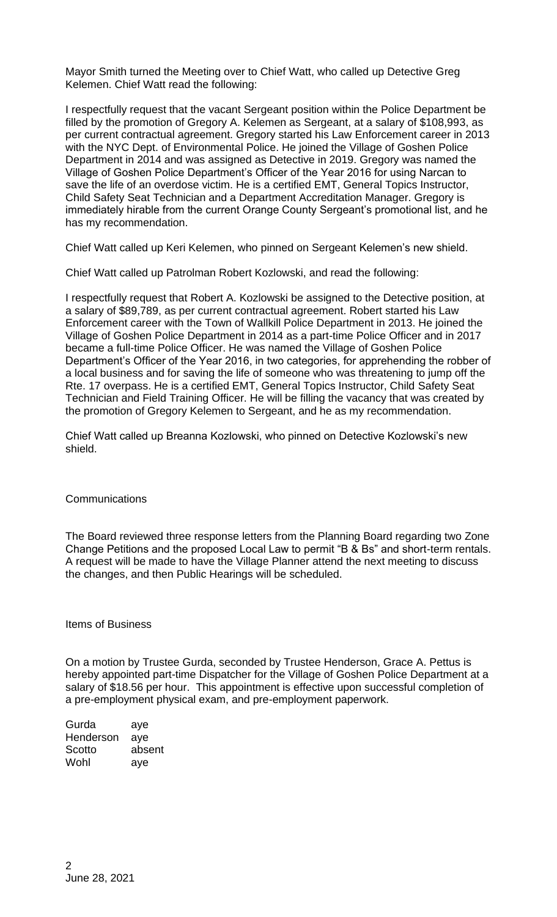Mayor Smith turned the Meeting over to Chief Watt, who called up Detective Greg Kelemen. Chief Watt read the following:

I respectfully request that the vacant Sergeant position within the Police Department be filled by the promotion of Gregory A. Kelemen as Sergeant, at a salary of $108,993, as per current contractual agreement. Gregory started his Law Enforcement career in 2013 with the NYC Dept. of Environmental Police. He joined the Village of Goshen Police Department in 2014 and was assigned as Detective in 2019. Gregory was named the Village of Goshen Police Department's Officer of the Year 2016 for using Narcan to save the life of an overdose victim. He is a certified EMT, General Topics Instructor, Child Safety Seat Technician and a Department Accreditation Manager. Gregory is immediately hirable from the current Orange County Sergeant's promotional list, and he has my recommendation.

Chief Watt called up Keri Kelemen, who pinned on Sergeant Kelemen's new shield.

Chief Watt called up Patrolman Robert Kozlowski, and read the following:

I respectfully request that Robert A. Kozlowski be assigned to the Detective position, at a salary of $89,789, as per current contractual agreement. Robert started his Law Enforcement career with the Town of Wallkill Police Department in 2013. He joined the Village of Goshen Police Department in 2014 as a part-time Police Officer and in 2017 became a full-time Police Officer. He was named the Village of Goshen Police Department's Officer of the Year 2016, in two categories, for apprehending the robber of a local business and for saving the life of someone who was threatening to jump off the Rte. 17 overpass. He is a certified EMT, General Topics Instructor, Child Safety Seat Technician and Field Training Officer. He will be filling the vacancy that was created by the promotion of Gregory Kelemen to Sergeant, and he as my recommendation.

Chief Watt called up Breanna Kozlowski, who pinned on Detective Kozlowski's new shield.

Communications

The Board reviewed three response letters from the Planning Board regarding two Zone Change Petitions and the proposed Local Law to permit "B & Bs" and short-term rentals. A request will be made to have the Village Planner attend the next meeting to discuss the changes, and then Public Hearings will be scheduled.

Items of Business

On a motion by Trustee Gurda, seconded by Trustee Henderson, Grace A. Pettus is hereby appointed part-time Dispatcher for the Village of Goshen Police Department at a salary of $18.56 per hour. This appointment is effective upon successful completion of a pre-employment physical exam, and pre-employment paperwork.

| | |
|---|---|
| Gurda | aye |
| Henderson | aye |
| Scotto | absent |
| Wohl | aye |

June 28, 2021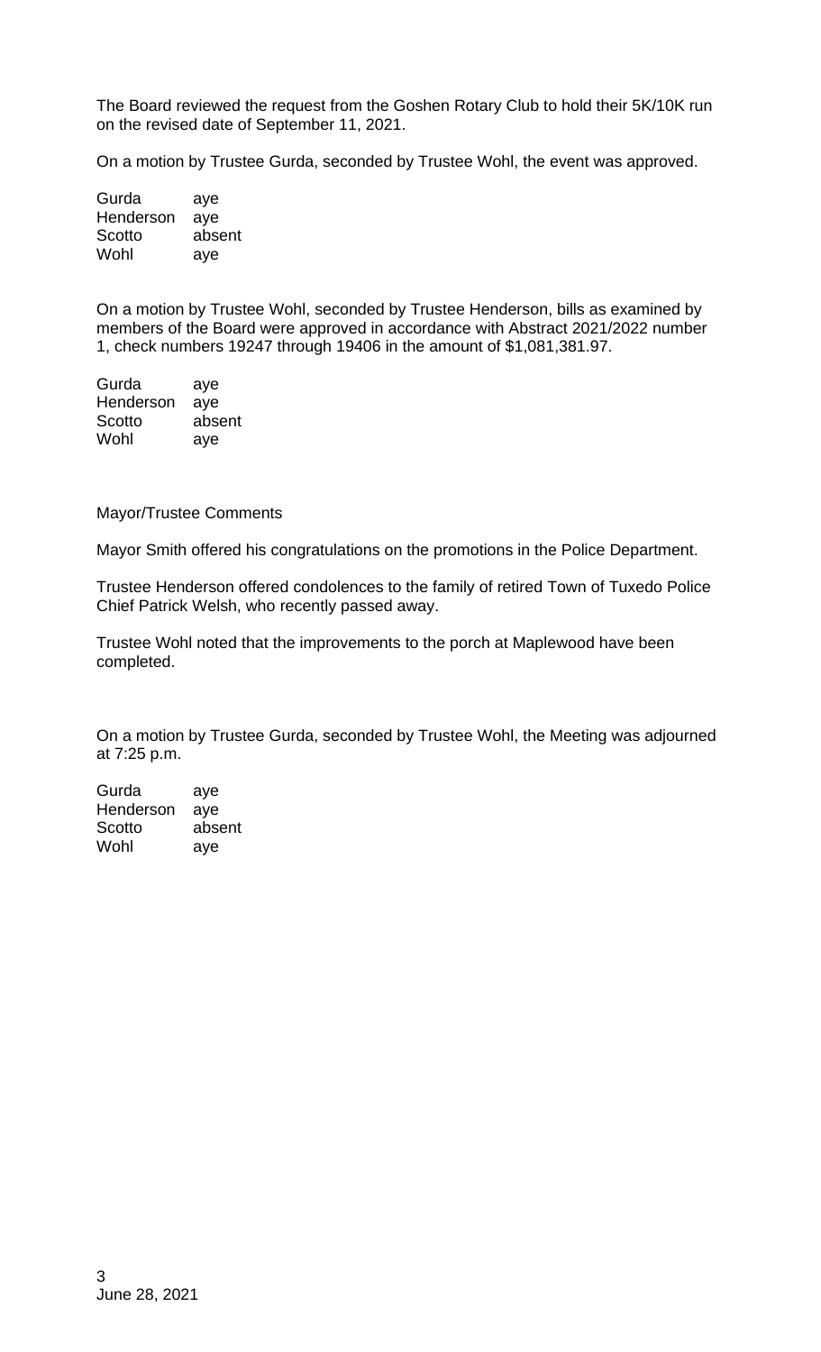The Board reviewed the request from the Goshen Rotary Club to hold their 5K/10K run on the revised date of September 11, 2021.

On a motion by Trustee Gurda, seconded by Trustee Wohl, the event was approved.

| | |
|---|---|
| Gurda | aye |
| Henderson | aye |
| Scotto | absent |
| Wohl | aye |

On a motion by Trustee Wohl, seconded by Trustee Henderson, bills as examined by members of the Board were approved in accordance with Abstract 2021/2022 number 1, check numbers 19247 through 19406 in the amount of $1,081,381.97.

| | |
|---|---|
| Gurda | aye |
| Henderson | aye |
| Scotto | absent |
| Wohl | aye |

Mayor/Trustee Comments

Mayor Smith offered his congratulations on the promotions in the Police Department.

Trustee Henderson offered condolences to the family of retired Town of Tuxedo Police Chief Patrick Welsh, who recently passed away.

Trustee Wohl noted that the improvements to the porch at Maplewood have been completed.

On a motion by Trustee Gurda, seconded by Trustee Wohl, the Meeting was adjourned at 7:25 p.m.

| | |
|---|---|
| Gurda | aye |
| Henderson | aye |
| Scotto | absent |
| Wohl | aye |